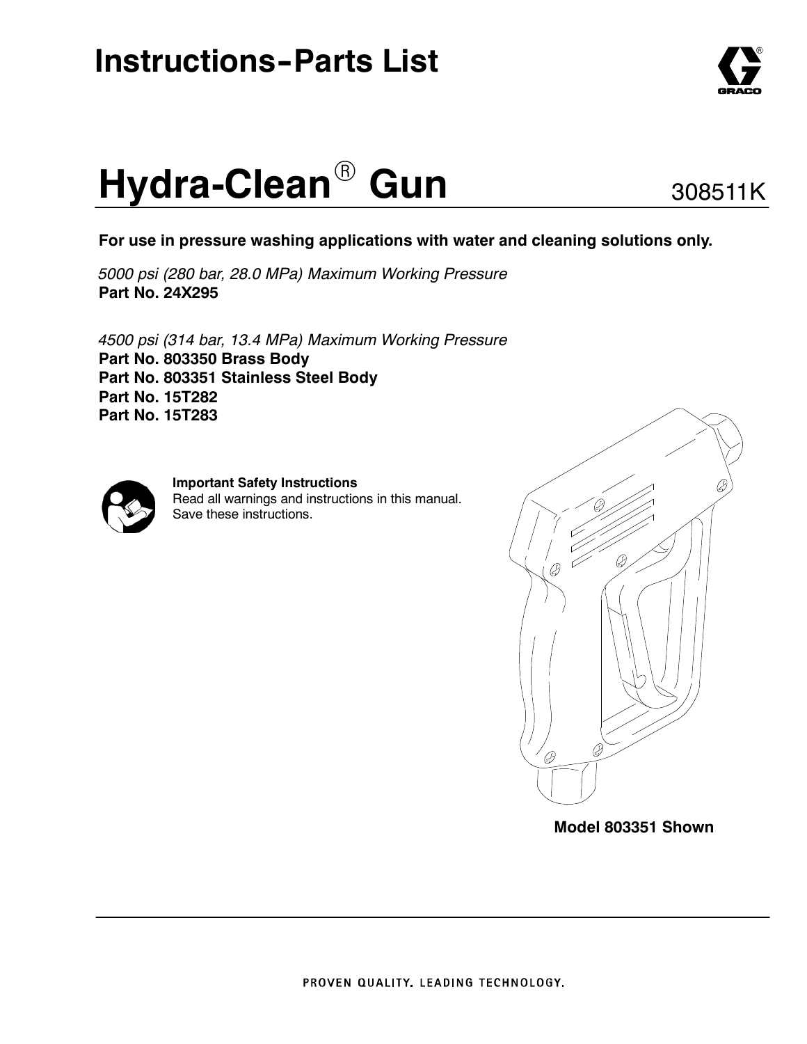# Instructions-Parts List

# Hydra-Clean® Gun

308511K

**For use in pressure washing applications with water and cleaning solutions only.**

*5000 psi (280 bar, 28.0 MPa) Maximum Working Pressure*
**Part No. 24X295**

*4500 psi (314 bar, 13.4 MPa) Maximum Working Pressure*
**Part No. 803350 Brass Body**
**Part No. 803351 Stainless Steel Body**
**Part No. 15T282**
**Part No. 15T283**

**Important Safety Instructions**
Read all warnings and instructions in this manual.
Save these instructions.

**Model 803351 Shown**

PROVEN QUALITY. LEADING TECHNOLOGY.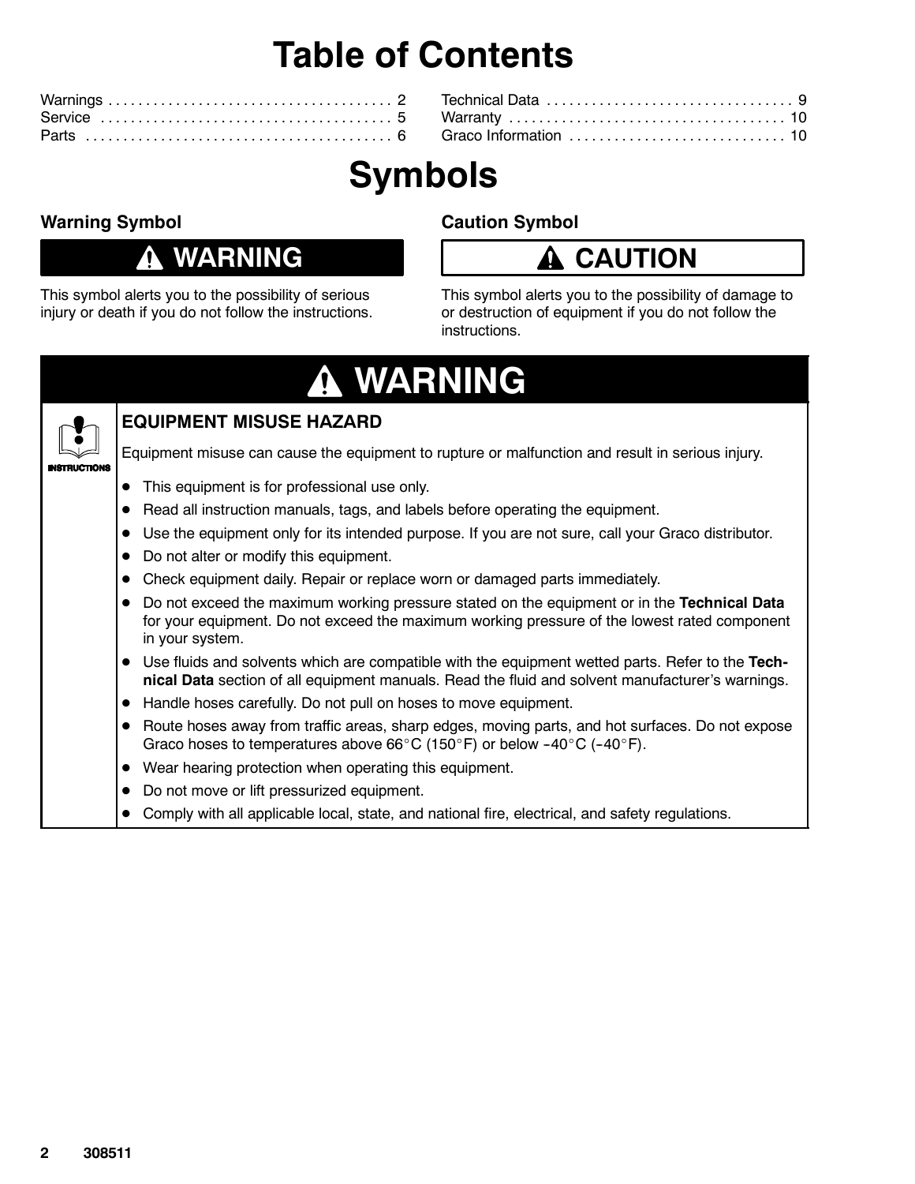# Table of Contents

| | |
|---|---|
| Warnings | 2 |
| Service | 5 |
| Parts | 6 |
| Technical Data | 9 |
| Warranty | 10 |
| Graco Information | 10 |

# Symbols

### Warning Symbol

**⚠ WARNING**

This symbol alerts you to the possibility of serious injury or death if you do not follow the instructions.

### Caution Symbol

**⚠ CAUTION**

This symbol alerts you to the possibility of damage to or destruction of equipment if you do not follow the instructions.

## ⚠ WARNING

### EQUIPMENT MISUSE HAZARD

INSTRUCTIONS

Equipment misuse can cause the equipment to rupture or malfunction and result in serious injury.

- This equipment is for professional use only.
- Read all instruction manuals, tags, and labels before operating the equipment.
- Use the equipment only for its intended purpose. If you are not sure, call your Graco distributor.
- Do not alter or modify this equipment.
- Check equipment daily. Repair or replace worn or damaged parts immediately.
- Do not exceed the maximum working pressure stated on the equipment or in the **Technical Data** for your equipment. Do not exceed the maximum working pressure of the lowest rated component in your system.
- Use fluids and solvents which are compatible with the equipment wetted parts. Refer to the **Technical Data** section of all equipment manuals. Read the fluid and solvent manufacturer's warnings.
- Handle hoses carefully. Do not pull on hoses to move equipment.
- Route hoses away from traffic areas, sharp edges, moving parts, and hot surfaces. Do not expose Graco hoses to temperatures above 66°C (150°F) or below –40°C (–40°F).
- Wear hearing protection when operating this equipment.
- Do not move or lift pressurized equipment.
- Comply with all applicable local, state, and national fire, electrical, and safety regulations.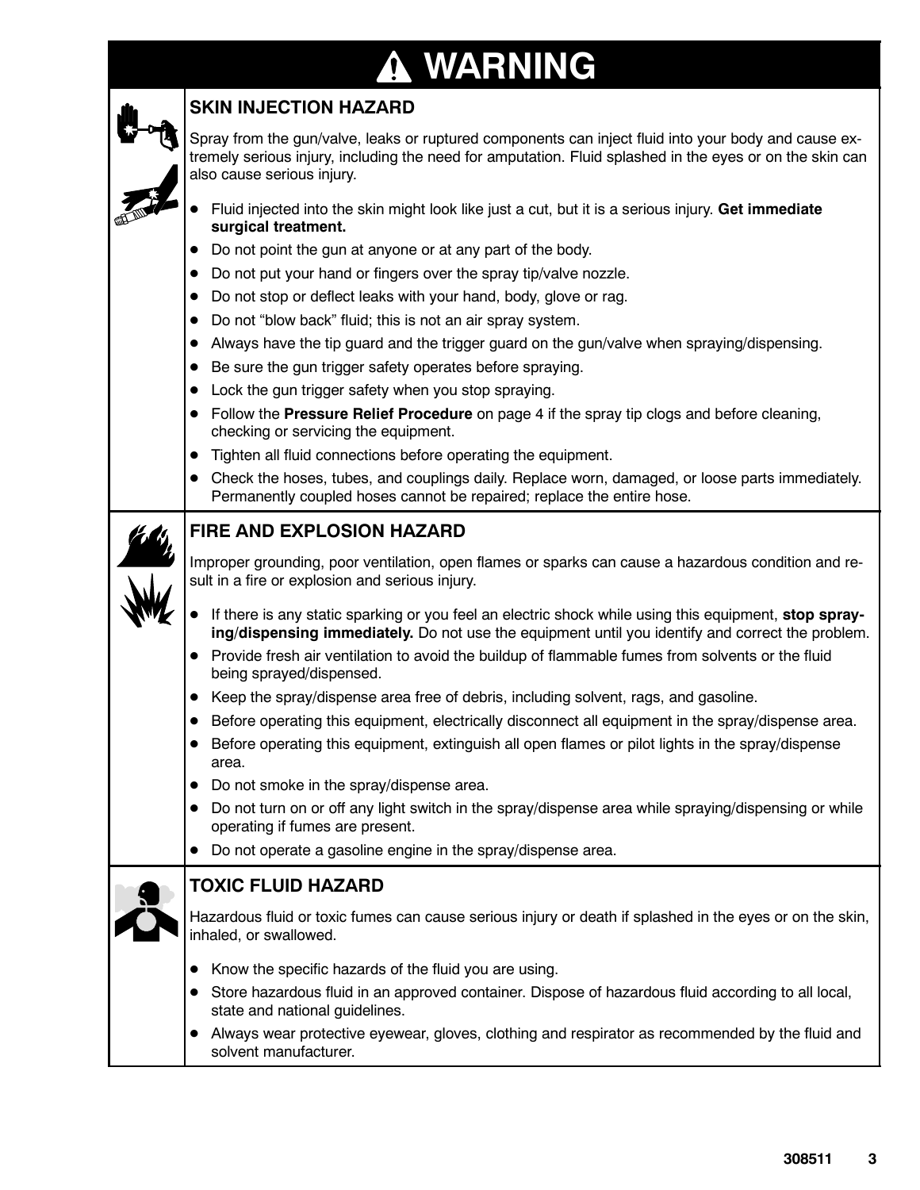# ⚠ WARNING

## SKIN INJECTION HAZARD

Spray from the gun/valve, leaks or ruptured components can inject fluid into your body and cause extremely serious injury, including the need for amputation. Fluid splashed in the eyes or on the skin can also cause serious injury.

- Fluid injected into the skin might look like just a cut, but it is a serious injury. **Get immediate surgical treatment.**
- Do not point the gun at anyone or at any part of the body.
- Do not put your hand or fingers over the spray tip/valve nozzle.
- Do not stop or deflect leaks with your hand, body, glove or rag.
- Do not "blow back" fluid; this is not an air spray system.
- Always have the tip guard and the trigger guard on the gun/valve when spraying/dispensing.
- Be sure the gun trigger safety operates before spraying.
- Lock the gun trigger safety when you stop spraying.
- Follow the **Pressure Relief Procedure** on page 4 if the spray tip clogs and before cleaning, checking or servicing the equipment.
- Tighten all fluid connections before operating the equipment.
- Check the hoses, tubes, and couplings daily. Replace worn, damaged, or loose parts immediately. Permanently coupled hoses cannot be repaired; replace the entire hose.

## FIRE AND EXPLOSION HAZARD

Improper grounding, poor ventilation, open flames or sparks can cause a hazardous condition and result in a fire or explosion and serious injury.

- If there is any static sparking or you feel an electric shock while using this equipment, **stop spraying/dispensing immediately.** Do not use the equipment until you identify and correct the problem.
- Provide fresh air ventilation to avoid the buildup of flammable fumes from solvents or the fluid being sprayed/dispensed.
- Keep the spray/dispense area free of debris, including solvent, rags, and gasoline.
- Before operating this equipment, electrically disconnect all equipment in the spray/dispense area.
- Before operating this equipment, extinguish all open flames or pilot lights in the spray/dispense area.
- Do not smoke in the spray/dispense area.
- Do not turn on or off any light switch in the spray/dispense area while spraying/dispensing or while operating if fumes are present.
- Do not operate a gasoline engine in the spray/dispense area.

## TOXIC FLUID HAZARD

Hazardous fluid or toxic fumes can cause serious injury or death if splashed in the eyes or on the skin, inhaled, or swallowed.

- Know the specific hazards of the fluid you are using.
- Store hazardous fluid in an approved container. Dispose of hazardous fluid according to all local, state and national guidelines.
- Always wear protective eyewear, gloves, clothing and respirator as recommended by the fluid and solvent manufacturer.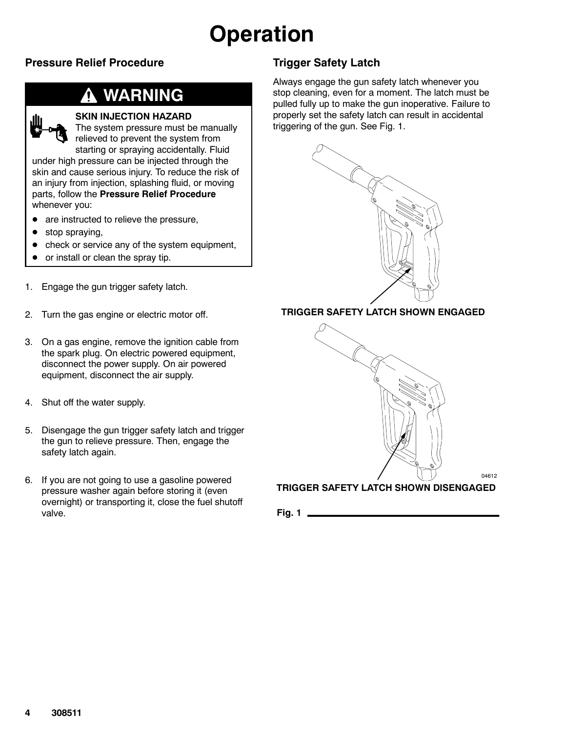// Operation

## Operation

### Pressure Relief Procedure

**⚠ WARNING**

**SKIN INJECTION HAZARD**

The system pressure must be manually relieved to prevent the system from starting or spraying accidentally. Fluid under high pressure can be injected through the skin and cause serious injury. To reduce the risk of an injury from injection, splashing fluid, or moving parts, follow the **Pressure Relief Procedure** whenever you:

- are instructed to relieve the pressure,
- stop spraying,
- check or service any of the system equipment,
- or install or clean the spray tip.

1. Engage the gun trigger safety latch.
2. Turn the gas engine or electric motor off.
3. On a gas engine, remove the ignition cable from the spark plug. On electric powered equipment, disconnect the power supply. On air powered equipment, disconnect the air supply.
4. Shut off the water supply.
5. Disengage the gun trigger safety latch and trigger the gun to relieve pressure. Then, engage the safety latch again.
6. If you are not going to use a gasoline powered pressure washer again before storing it (even overnight) or transporting it, close the fuel shutoff valve.

### Trigger Safety Latch

Always engage the gun safety latch whenever you stop cleaning, even for a moment. The latch must be pulled fully up to make the gun inoperative. Failure to properly set the safety latch can result in accidental triggering of the gun. See Fig. 1.

**TRIGGER SAFETY LATCH SHOWN ENGAGED**

**TRIGGER SAFETY LATCH SHOWN DISENGAGED**

04612

**Fig. 1**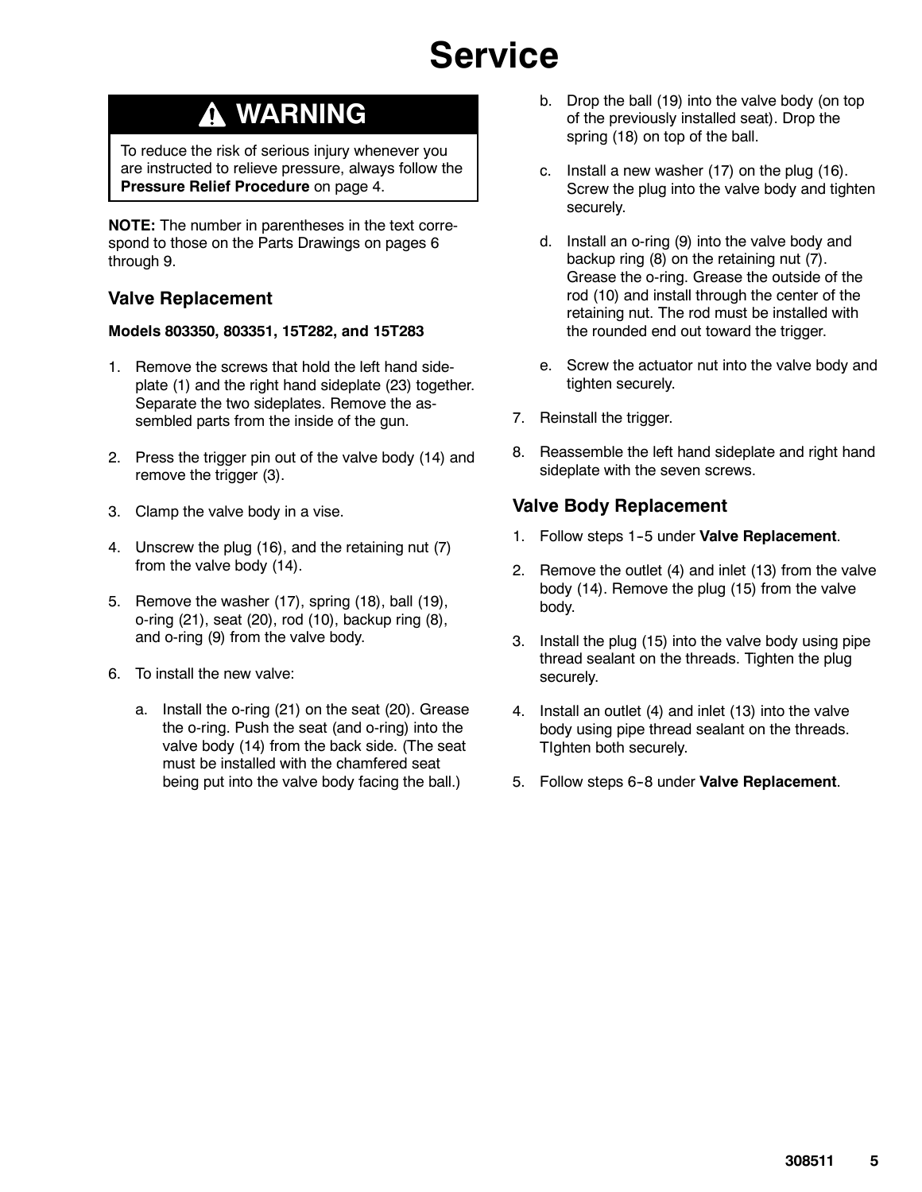# Service

## ⚠ WARNING

To reduce the risk of serious injury whenever you are instructed to relieve pressure, always follow the **Pressure Relief Procedure** on page 4.

**NOTE:** The number in parentheses in the text correspond to those on the Parts Drawings on pages 6 through 9.

### Valve Replacement

**Models 803350, 803351, 15T282, and 15T283**

1. Remove the screws that hold the left hand sideplate (1) and the right hand sideplate (23) together. Separate the two sideplates. Remove the assembled parts from the inside of the gun.
2. Press the trigger pin out of the valve body (14) and remove the trigger (3).
3. Clamp the valve body in a vise.
4. Unscrew the plug (16), and the retaining nut (7) from the valve body (14).
5. Remove the washer (17), spring (18), ball (19), o-ring (21), seat (20), rod (10), backup ring (8), and o-ring (9) from the valve body.
6. To install the new valve:
   a. Install the o-ring (21) on the seat (20). Grease the o-ring. Push the seat (and o-ring) into the valve body (14) from the back side. (The seat must be installed with the chamfered seat being put into the valve body facing the ball.)
   b. Drop the ball (19) into the valve body (on top of the previously installed seat). Drop the spring (18) on top of the ball.
   c. Install a new washer (17) on the plug (16). Screw the plug into the valve body and tighten securely.
   d. Install an o-ring (9) into the valve body and backup ring (8) on the retaining nut (7). Grease the o-ring. Grease the outside of the rod (10) and install through the center of the retaining nut. The rod must be installed with the rounded end out toward the trigger.
   e. Screw the actuator nut into the valve body and tighten securely.
7. Reinstall the trigger.
8. Reassemble the left hand sideplate and right hand sideplate with the seven screws.

### Valve Body Replacement

1. Follow steps 1–5 under **Valve Replacement**.
2. Remove the outlet (4) and inlet (13) from the valve body (14). Remove the plug (15) from the valve body.
3. Install the plug (15) into the valve body using pipe thread sealant on the threads. Tighten the plug securely.
4. Install an outlet (4) and inlet (13) into the valve body using pipe thread sealant on the threads. TIghten both securely.
5. Follow steps 6–8 under **Valve Replacement**.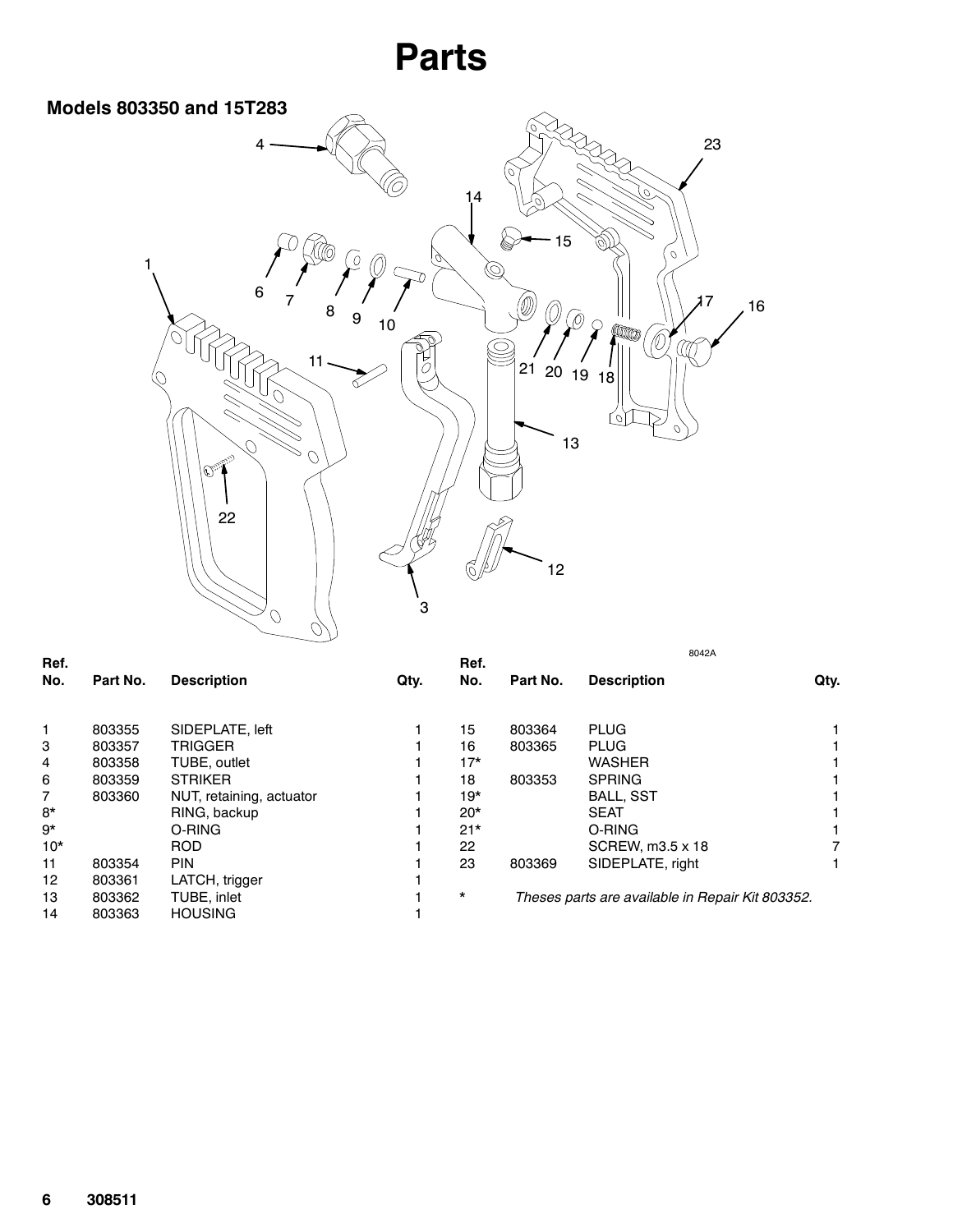# Parts

## Models 803350 and 15T283

8042A

| Ref. No. | Part No. | Description | Qty. |
|---|---|---|---|
| 1 | 803355 | SIDEPLATE, left | 1 |
| 3 | 803357 | TRIGGER | 1 |
| 4 | 803358 | TUBE, outlet | 1 |
| 6 | 803359 | STRIKER | 1 |
| 7 | 803360 | NUT, retaining, actuator | 1 |
| 8* | | RING, backup | 1 |
| 9* | | O-RING | 1 |
| 10* | | ROD | 1 |
| 11 | 803354 | PIN | 1 |
| 12 | 803361 | LATCH, trigger | 1 |
| 13 | 803362 | TUBE, inlet | 1 |
| 14 | 803363 | HOUSING | 1 |
| 15 | 803364 | PLUG | 1 |
| 16 | 803365 | PLUG | 1 |
| 17* | | WASHER | 1 |
| 18 | 803353 | SPRING | 1 |
| 19* | | BALL, SST | 1 |
| 20* | | SEAT | 1 |
| 21* | | O-RING | 1 |
| 22 | | SCREW, m3.5 x 18 | 7 |
| 23 | 803369 | SIDEPLATE, right | 1 |

\* *Theses parts are available in Repair Kit 803352.*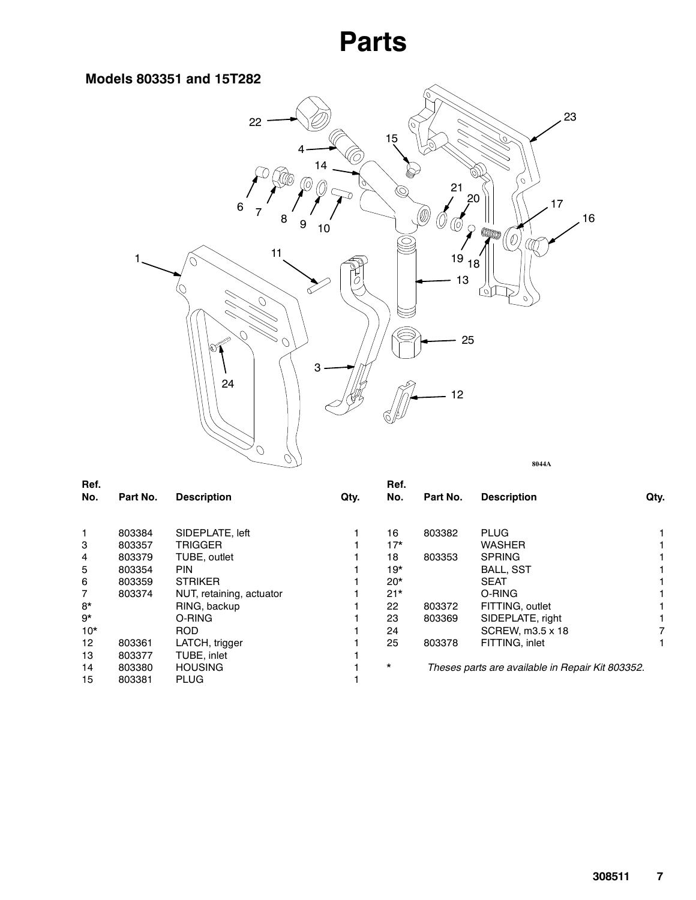# Parts

## Models 803351 and 15T282

8044A

| Ref. No. | Part No. | Description | Qty. |
|---|---|---|---|
| 1 | 803384 | SIDEPLATE, left | 1 |
| 3 | 803357 | TRIGGER | 1 |
| 4 | 803379 | TUBE, outlet | 1 |
| 5 | 803354 | PIN | 1 |
| 6 | 803359 | STRIKER | 1 |
| 7 | 803374 | NUT, retaining, actuator | 1 |
| 8* | | RING, backup | 1 |
| 9* | | O-RING | 1 |
| 10* | | ROD | 1 |
| 12 | 803361 | LATCH, trigger | 1 |
| 13 | 803377 | TUBE, inlet | 1 |
| 14 | 803380 | HOUSING | 1 |
| 15 | 803381 | PLUG | 1 |
| 16 | 803382 | PLUG | 1 |
| 17* | | WASHER | 1 |
| 18 | 803353 | SPRING | 1 |
| 19* | | BALL, SST | 1 |
| 20* | | SEAT | 1 |
| 21* | | O-RING | 1 |
| 22 | 803372 | FITTING, outlet | 1 |
| 23 | 803369 | SIDEPLATE, right | 1 |
| 24 | | SCREW, m3.5 x 18 | 7 |
| 25 | 803378 | FITTING, inlet | 1 |

\* *Theses parts are available in Repair Kit 803352.*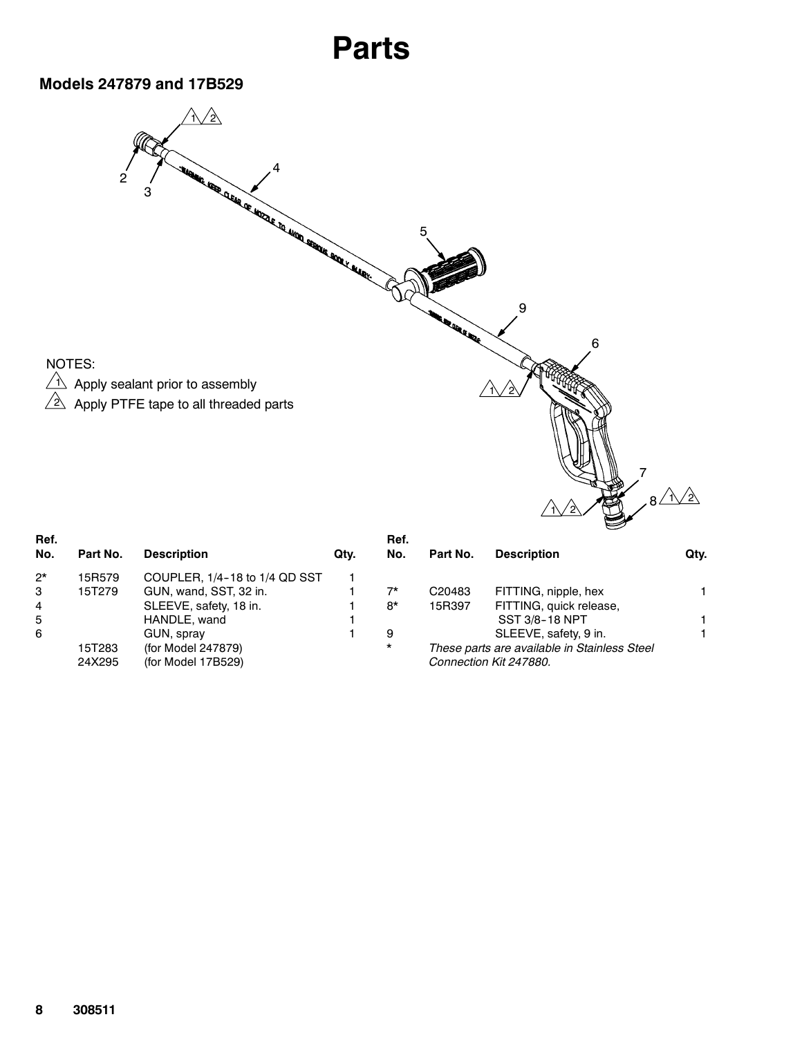# Parts

## Models 247879 and 17B529

NOTES:

1. Apply sealant prior to assembly
2. Apply PTFE tape to all threaded parts

| Ref. No. | Part No. | Description | Qty. |
|---|---|---|---|
| 2* | 15R579 | COUPLER, 1/4-18 to 1/4 QD SST | 1 |
| 3 | 15T279 | GUN, wand, SST, 32 in. | 1 |
| 4 | | SLEEVE, safety, 18 in. | 1 |
| 5 | | HANDLE, wand | 1 |
| 6 | | GUN, spray | 1 |
| | 15T283 | (for Model 247879) | |
| | 24X295 | (for Model 17B529) | |
| 7* | C20483 | FITTING, nipple, hex | 1 |
| 8* | 15R397 | FITTING, quick release, SST 3/8-18 NPT | 1 |
| 9 | | SLEEVE, safety, 9 in. | 1 |

\* *These parts are available in Stainless Steel Connection Kit 247880.*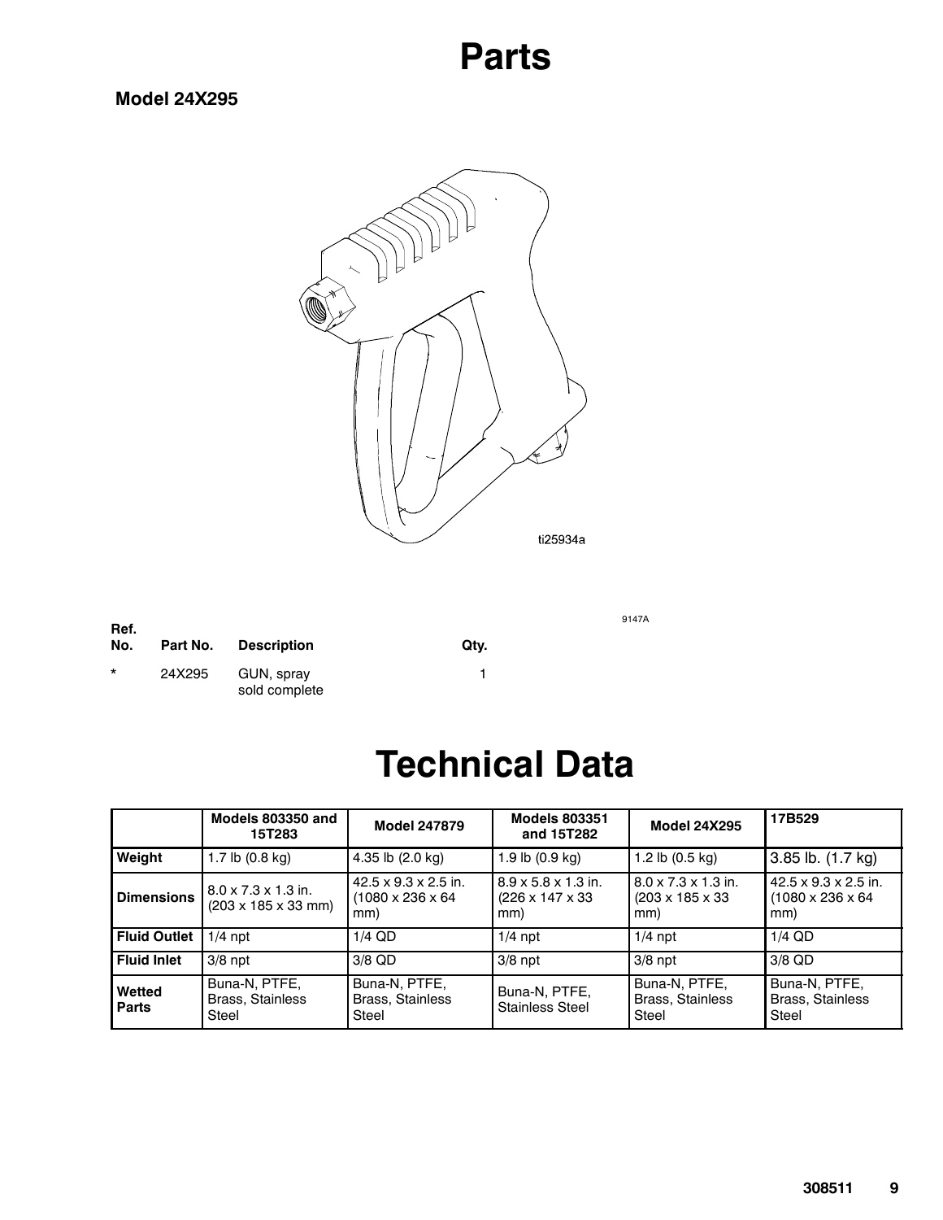# Parts

**Model 24X295**

ti25934a

9147A

| Ref. No. | Part No. | Description | Qty. |
|---|---|---|---|
| * | 24X295 | GUN, spray sold complete | 1 |

# Technical Data

| | Models 803350 and 15T283 | Model 247879 | Models 803351 and 15T282 | Model 24X295 | 17B529 |
|---|---|---|---|---|---|
| **Weight** | 1.7 lb (0.8 kg) | 4.35 lb (2.0 kg) | 1.9 lb (0.9 kg) | 1.2 lb (0.5 kg) | 3.85 lb. (1.7 kg) |
| **Dimensions** | 8.0 x 7.3 x 1.3 in. (203 x 185 x 33 mm) | 42.5 x 9.3 x 2.5 in. (1080 x 236 x 64 mm) | 8.9 x 5.8 x 1.3 in. (226 x 147 x 33 mm) | 8.0 x 7.3 x 1.3 in. (203 x 185 x 33 mm) | 42.5 x 9.3 x 2.5 in. (1080 x 236 x 64 mm) |
| **Fluid Outlet** | 1/4 npt | 1/4 QD | 1/4 npt | 1/4 npt | 1/4 QD |
| **Fluid Inlet** | 3/8 npt | 3/8 QD | 3/8 npt | 3/8 npt | 3/8 QD |
| **Wetted Parts** | Buna-N, PTFE, Brass, Stainless Steel | Buna-N, PTFE, Brass, Stainless Steel | Buna-N, PTFE, Stainless Steel | Buna-N, PTFE, Brass, Stainless Steel | Buna-N, PTFE, Brass, Stainless Steel |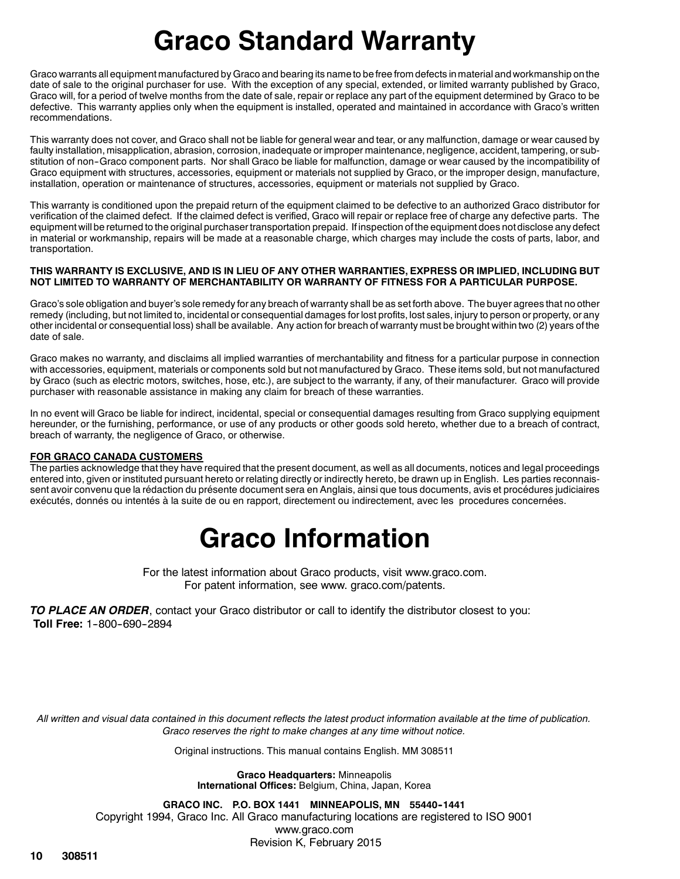# Graco Standard Warranty

Graco warrants all equipment manufactured by Graco and bearing its name to be free from defects in material and workmanship on the date of sale to the original purchaser for use. With the exception of any special, extended, or limited warranty published by Graco, Graco will, for a period of twelve months from the date of sale, repair or replace any part of the equipment determined by Graco to be defective. This warranty applies only when the equipment is installed, operated and maintained in accordance with Graco's written recommendations.

This warranty does not cover, and Graco shall not be liable for general wear and tear, or any malfunction, damage or wear caused by faulty installation, misapplication, abrasion, corrosion, inadequate or improper maintenance, negligence, accident, tampering, or substitution of non-Graco component parts. Nor shall Graco be liable for malfunction, damage or wear caused by the incompatibility of Graco equipment with structures, accessories, equipment or materials not supplied by Graco, or the improper design, manufacture, installation, operation or maintenance of structures, accessories, equipment or materials not supplied by Graco.

This warranty is conditioned upon the prepaid return of the equipment claimed to be defective to an authorized Graco distributor for verification of the claimed defect. If the claimed defect is verified, Graco will repair or replace free of charge any defective parts. The equipment will be returned to the original purchaser transportation prepaid. If inspection of the equipment does not disclose any defect in material or workmanship, repairs will be made at a reasonable charge, which charges may include the costs of parts, labor, and transportation.

**THIS WARRANTY IS EXCLUSIVE, AND IS IN LIEU OF ANY OTHER WARRANTIES, EXPRESS OR IMPLIED, INCLUDING BUT NOT LIMITED TO WARRANTY OF MERCHANTABILITY OR WARRANTY OF FITNESS FOR A PARTICULAR PURPOSE.**

Graco's sole obligation and buyer's sole remedy for any breach of warranty shall be as set forth above. The buyer agrees that no other remedy (including, but not limited to, incidental or consequential damages for lost profits, lost sales, injury to person or property, or any other incidental or consequential loss) shall be available. Any action for breach of warranty must be brought within two (2) years of the date of sale.

Graco makes no warranty, and disclaims all implied warranties of merchantability and fitness for a particular purpose in connection with accessories, equipment, materials or components sold but not manufactured by Graco. These items sold, but not manufactured by Graco (such as electric motors, switches, hose, etc.), are subject to the warranty, if any, of their manufacturer. Graco will provide purchaser with reasonable assistance in making any claim for breach of these warranties.

In no event will Graco be liable for indirect, incidental, special or consequential damages resulting from Graco supplying equipment hereunder, or the furnishing, performance, or use of any products or other goods sold hereto, whether due to a breach of contract, breach of warranty, the negligence of Graco, or otherwise.

**FOR GRACO CANADA CUSTOMERS**

The parties acknowledge that they have required that the present document, as well as all documents, notices and legal proceedings entered into, given or instituted pursuant hereto or relating directly or indirectly hereto, be drawn up in English. Les parties reconnaissent avoir convenu que la rédaction du présente document sera en Anglais, ainsi que tous documents, avis et procédures judiciaires exécutés, donnés ou intentés à la suite de ou en rapport, directement ou indirectement, avec les procedures concernées.

# Graco Information

For the latest information about Graco products, visit www.graco.com.
For patent information, see www. graco.com/patents.

***TO PLACE AN ORDER***, contact your Graco distributor or call to identify the distributor closest to you:
**Toll Free:** 1-800-690-2894

*All written and visual data contained in this document reflects the latest product information available at the time of publication. Graco reserves the right to make changes at any time without notice.*

Original instructions. This manual contains English. MM 308511

**Graco Headquarters:** Minneapolis
**International Offices:** Belgium, China, Japan, Korea

**GRACO INC. P.O. BOX 1441 MINNEAPOLIS, MN 55440-1441**
Copyright 1994, Graco Inc. All Graco manufacturing locations are registered to ISO 9001
www.graco.com
Revision K, February 2015